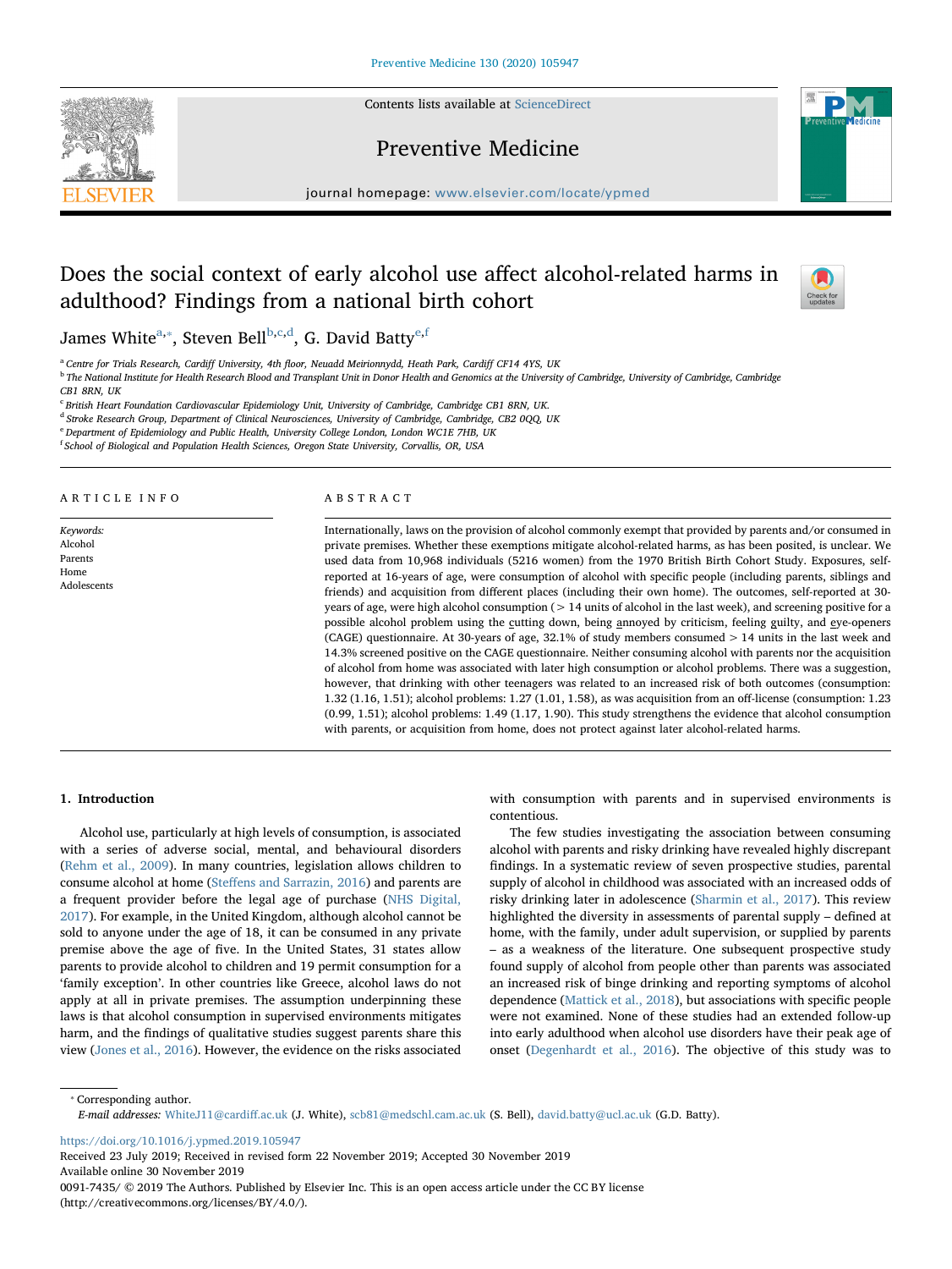# Does the social context of early alcohol use affect alcohol-related harms in adulthood? Findings from a national birth cohort

James White[a,*], Steven Bell[b,c,d], G. David Batty[e,f]

[a] Centre for Trials Research, Cardiff University, 4th floor, Neuadd Meirionnydd, Heath Park, Cardiff CF14 4YS, UK
[b] The National Institute for Health Research Blood and Transplant Unit in Donor Health and Genomics at the University of Cambridge, University of Cambridge, Cambridge CB1 8RN, UK
[c] British Heart Foundation Cardiovascular Epidemiology Unit, University of Cambridge, Cambridge CB1 8RN, UK.
[d] Stroke Research Group, Department of Clinical Neurosciences, University of Cambridge, Cambridge, CB2 0QQ, UK
[e] Department of Epidemiology and Public Health, University College London, London WC1E 7HB, UK
[f] School of Biological and Population Health Sciences, Oregon State University, Corvallis, OR, USA

## ARTICLE INFO

*Keywords:*
Alcohol
Parents
Home
Adolescents

## ABSTRACT

Internationally, laws on the provision of alcohol commonly exempt that provided by parents and/or consumed in private premises. Whether these exemptions mitigate alcohol-related harms, as has been posited, is unclear. We used data from 10,968 individuals (5216 women) from the 1970 British Birth Cohort Study. Exposures, self-reported at 16-years of age, were consumption of alcohol with specific people (including parents, siblings and friends) and acquisition from different places (including their own home). The outcomes, self-reported at 30-years of age, were high alcohol consumption (> 14 units of alcohol in the last week), and screening positive for a possible alcohol problem using the cutting down, being annoyed by criticism, feeling guilty, and eye-openers (CAGE) questionnaire. At 30-years of age, 32.1% of study members consumed > 14 units in the last week and 14.3% screened positive on the CAGE questionnaire. Neither consuming alcohol with parents nor the acquisition of alcohol from home was associated with later high consumption or alcohol problems. There was a suggestion, however, that drinking with other teenagers was related to an increased risk of both outcomes (consumption: 1.32 (1.16, 1.51); alcohol problems: 1.27 (1.01, 1.58), as was acquisition from an off-license (consumption: 1.23 (0.99, 1.51); alcohol problems: 1.49 (1.17, 1.90). This study strengthens the evidence that alcohol consumption with parents, or acquisition from home, does not protect against later alcohol-related harms.

## 1. Introduction

Alcohol use, particularly at high levels of consumption, is associated with a series of adverse social, mental, and behavioural disorders (Rehm et al., 2009). In many countries, legislation allows children to consume alcohol at home (Steffens and Sarrazin, 2016) and parents are a frequent provider before the legal age of purchase (NHS Digital, 2017). For example, in the United Kingdom, although alcohol cannot be sold to anyone under the age of 18, it can be consumed in any private premise above the age of five. In the United States, 31 states allow parents to provide alcohol to children and 19 permit consumption for a 'family exception'. In other countries like Greece, alcohol laws do not apply at all in private premises. The assumption underpinning these laws is that alcohol consumption in supervised environments mitigates harm, and the findings of qualitative studies suggest parents share this view (Jones et al., 2016). However, the evidence on the risks associated with consumption with parents and in supervised environments is contentious.

The few studies investigating the association between consuming alcohol with parents and risky drinking have revealed highly discrepant findings. In a systematic review of seven prospective studies, parental supply of alcohol in childhood was associated with an increased odds of risky drinking later in adolescence (Sharmin et al., 2017). This review highlighted the diversity in assessments of parental supply – defined at home, with the family, under adult supervision, or supplied by parents – as a weakness of the literature. One subsequent prospective study found supply of alcohol from people other than parents was associated an increased risk of binge drinking and reporting symptoms of alcohol dependence (Mattick et al., 2018), but associations with specific people were not examined. None of these studies had an extended follow-up into early adulthood when alcohol use disorders have their peak age of onset (Degenhardt et al., 2016). The objective of this study was to

* Corresponding author.
*E-mail addresses:* WhiteJ11@cardiff.ac.uk (J. White), scb81@medschl.cam.ac.uk (S. Bell), david.batty@ucl.ac.uk (G.D. Batty).

https://doi.org/10.1016/j.ypmed.2019.105947
Received 23 July 2019; Received in revised form 22 November 2019; Accepted 30 November 2019
Available online 30 November 2019
0091-7435/ © 2019 The Authors. Published by Elsevier Inc. This is an open access article under the CC BY license (http://creativecommons.org/licenses/BY/4.0/).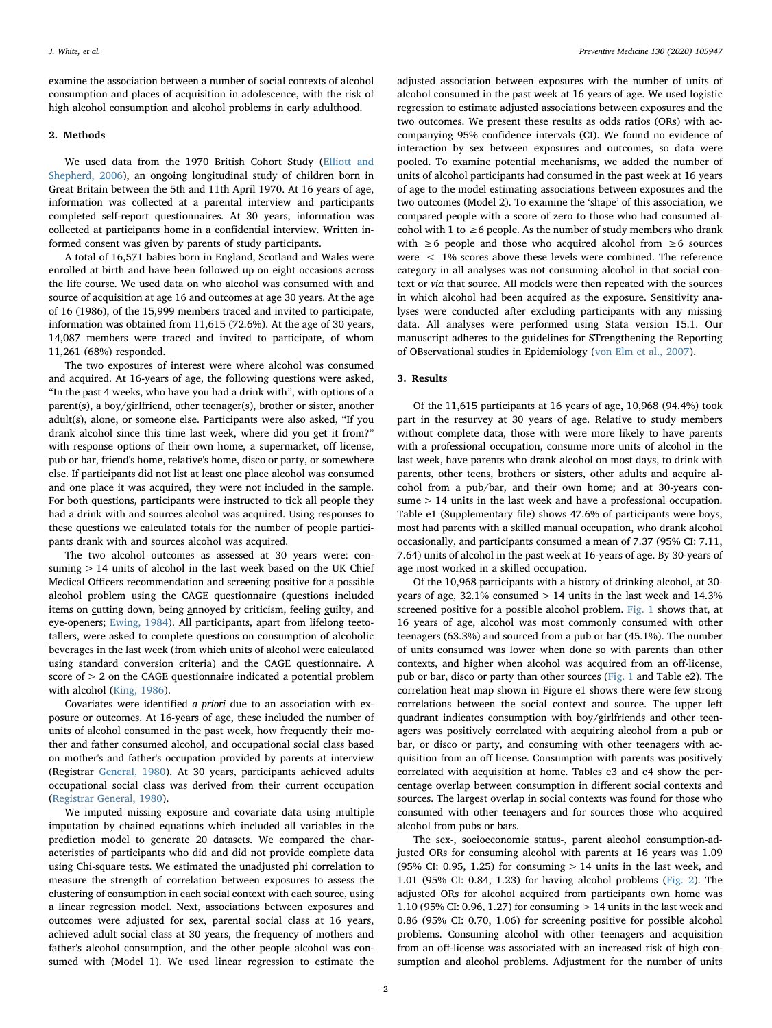examine the association between a number of social contexts of alcohol consumption and places of acquisition in adolescence, with the risk of high alcohol consumption and alcohol problems in early adulthood.

## 2. Methods

We used data from the 1970 British Cohort Study (Elliott and Shepherd, 2006), an ongoing longitudinal study of children born in Great Britain between the 5th and 11th April 1970. At 16 years of age, information was collected at a parental interview and participants completed self-report questionnaires. At 30 years, information was collected at participants home in a confidential interview. Written informed consent was given by parents of study participants.

A total of 16,571 babies born in England, Scotland and Wales were enrolled at birth and have been followed up on eight occasions across the life course. We used data on who alcohol was consumed with and source of acquisition at age 16 and outcomes at age 30 years. At the age of 16 (1986), of the 15,999 members traced and invited to participate, information was obtained from 11,615 (72.6%). At the age of 30 years, 14,087 members were traced and invited to participate, of whom 11,261 (68%) responded.

The two exposures of interest were where alcohol was consumed and acquired. At 16-years of age, the following questions were asked, "In the past 4 weeks, who have you had a drink with", with options of a parent(s), a boy/girlfriend, other teenager(s), brother or sister, another adult(s), alone, or someone else. Participants were also asked, "If you drank alcohol since this time last week, where did you get it from?" with response options of their own home, a supermarket, off license, pub or bar, friend's home, relative's home, disco or party, or somewhere else. If participants did not list at least one place alcohol was consumed and one place it was acquired, they were not included in the sample. For both questions, participants were instructed to tick all people they had a drink with and sources alcohol was acquired. Using responses to these questions we calculated totals for the number of people participants drank with and sources alcohol was acquired.

The two alcohol outcomes as assessed at 30 years were: consuming > 14 units of alcohol in the last week based on the UK Chief Medical Officers recommendation and screening positive for a possible alcohol problem using the CAGE questionnaire (questions included items on cutting down, being annoyed by criticism, feeling guilty, and eye-openers; Ewing, 1984). All participants, apart from lifelong teetotallers, were asked to complete questions on consumption of alcoholic beverages in the last week (from which units of alcohol were calculated using standard conversion criteria) and the CAGE questionnaire. A score of > 2 on the CAGE questionnaire indicated a potential problem with alcohol (King, 1986).

Covariates were identified *a priori* due to an association with exposure or outcomes. At 16-years of age, these included the number of units of alcohol consumed in the past week, how frequently their mother and father consumed alcohol, and occupational social class based on mother's and father's occupation provided by parents at interview (Registrar General, 1980). At 30 years, participants achieved adults occupational social class was derived from their current occupation (Registrar General, 1980).

We imputed missing exposure and covariate data using multiple imputation by chained equations which included all variables in the prediction model to generate 20 datasets. We compared the characteristics of participants who did and did not provide complete data using Chi-square tests. We estimated the unadjusted phi correlation to measure the strength of correlation between exposures to assess the clustering of consumption in each social context with each source, using a linear regression model. Next, associations between exposures and outcomes were adjusted for sex, parental social class at 16 years, achieved adult social class at 30 years, the frequency of mothers and father's alcohol consumption, and the other people alcohol was consumed with (Model 1). We used linear regression to estimate the adjusted association between exposures with the number of units of alcohol consumed in the past week at 16 years of age. We used logistic regression to estimate adjusted associations between exposures and the two outcomes. We present these results as odds ratios (ORs) with accompanying 95% confidence intervals (CI). We found no evidence of interaction by sex between exposures and outcomes, so data were pooled. To examine potential mechanisms, we added the number of units of alcohol participants had consumed in the past week at 16 years of age to the model estimating associations between exposures and the two outcomes (Model 2). To examine the 'shape' of this association, we compared people with a score of zero to those who had consumed alcohol with 1 to ≥6 people. As the number of study members who drank with ≥6 people and those who acquired alcohol from ≥6 sources were < 1% scores above these levels were combined. The reference category in all analyses was not consuming alcohol in that social context or *via* that source. All models were then repeated with the sources in which alcohol had been acquired as the exposure. Sensitivity analyses were conducted after excluding participants with any missing data. All analyses were performed using Stata version 15.1. Our manuscript adheres to the guidelines for STrengthening the Reporting of OBservational studies in Epidemiology (von Elm et al., 2007).

## 3. Results

Of the 11,615 participants at 16 years of age, 10,968 (94.4%) took part in the resurvey at 30 years of age. Relative to study members without complete data, those with were more likely to have parents with a professional occupation, consume more units of alcohol in the last week, have parents who drank alcohol on most days, to drink with parents, other teens, brothers or sisters, other adults and acquire alcohol from a pub/bar, and their own home; and at 30-years consume > 14 units in the last week and have a professional occupation. Table e1 (Supplementary file) shows 47.6% of participants were boys, most had parents with a skilled manual occupation, who drank alcohol occasionally, and participants consumed a mean of 7.37 (95% CI: 7.11, 7.64) units of alcohol in the past week at 16-years of age. By 30-years of age most worked in a skilled occupation.

Of the 10,968 participants with a history of drinking alcohol, at 30-years of age, 32.1% consumed > 14 units in the last week and 14.3% screened positive for a possible alcohol problem. Fig. 1 shows that, at 16 years of age, alcohol was most commonly consumed with other teenagers (63.3%) and sourced from a pub or bar (45.1%). The number of units consumed was lower when done so with parents than other contexts, and higher when alcohol was acquired from an off-license, pub or bar, disco or party than other sources (Fig. 1 and Table e2). The correlation heat map shown in Figure e1 shows there were few strong correlations between the social context and source. The upper left quadrant indicates consumption with boy/girlfriends and other teenagers was positively correlated with acquiring alcohol from a pub or bar, or disco or party, and consuming with other teenagers with acquisition from an off license. Consumption with parents was positively correlated with acquisition at home. Tables e3 and e4 show the percentage overlap between consumption in different social contexts and sources. The largest overlap in social contexts was found for those who consumed with other teenagers and for sources those who acquired alcohol from pubs or bars.

The sex-, socioeconomic status-, parent alcohol consumption-adjusted ORs for consuming alcohol with parents at 16 years was 1.09 (95% CI: 0.95, 1.25) for consuming > 14 units in the last week, and 1.01 (95% CI: 0.84, 1.23) for having alcohol problems (Fig. 2). The adjusted ORs for alcohol acquired from participants own home was 1.10 (95% CI: 0.96, 1.27) for consuming > 14 units in the last week and 0.86 (95% CI: 0.70, 1.06) for screening positive for possible alcohol problems. Consuming alcohol with other teenagers and acquisition from an off-license was associated with an increased risk of high consumption and alcohol problems. Adjustment for the number of units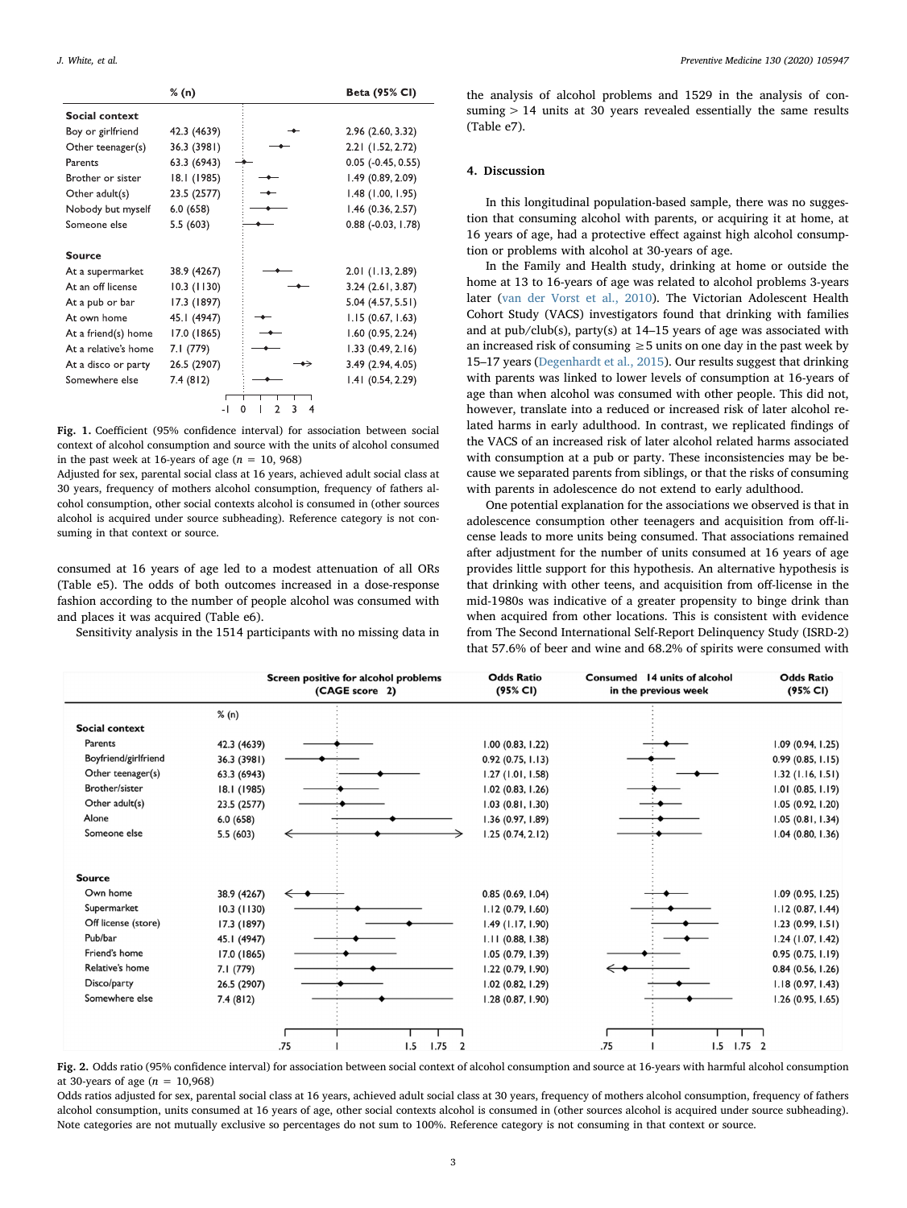% (n)
Beta (95% CI)

**Social context**

Boy or girlfriend 42.3 (4639) 2.96 (2.60, 3.32)

Other teenager(s) 36.3 (3981) 2.21 (1.52, 2.72)

Parents 63.3 (6943) 0.05 (-0.45, 0.55)

Brother or sister 18.1 (1985) 1.49 (0.89, 2.09)

Other adult(s) 23.5 (2577) 1.48 (1.00, 1.95)

Nobody but myself 6.0 (658) 1.46 (0.36, 2.57)

Someone else 5.5 (603) 0.88 (-0.03, 1.78)

**Source**

At a supermarket 38.9 (4267) 2.01 (1.13, 2.89)

At an off license 10.3 (1130) 3.24 (2.61, 3.87)

At a pub or bar 17.3 (1897) 5.04 (4.57, 5.51)

At own home 45.1 (4947) 1.15 (0.67, 1.63)

At a friend(s) home 17.0 (1865) 1.60 (0.95, 2.24)

At a relative's home 7.1 (779) 1.33 (0.49, 2.16)

At a disco or party 26.5 (2907) 3.49 (2.94, 4.05)

Somewhere else 7.4 (812) 1.41 (0.54, 2.29)

-1 0 1 2 3 4

**Fig. 1.** Coefficient (95% confidence interval) for association between social context of alcohol consumption and source with the units of alcohol consumed in the past week at 16-years of age ($n$ = 10, 968)
Adjusted for sex, parental social class at 16 years, achieved adult social class at 30 years, frequency of mothers alcohol consumption, frequency of fathers alcohol consumption, other social contexts alcohol is consumed in (other sources alcohol is acquired under source subheading). Reference category is not consuming in that context or source.

consumed at 16 years of age led to a modest attenuation of all ORs (Table e5). The odds of both outcomes increased in a dose-response fashion according to the number of people alcohol was consumed with and places it was acquired (Table e6).

Sensitivity analysis in the 1514 participants with no missing data in the analysis of alcohol problems and 1529 in the analysis of consuming > 14 units at 30 years revealed essentially the same results (Table e7).

## 4. Discussion

In this longitudinal population-based sample, there was no suggestion that consuming alcohol with parents, or acquiring it at home, at 16 years of age, had a protective effect against high alcohol consumption or problems with alcohol at 30-years of age.

In the Family and Health study, drinking at home or outside the home at 13 to 16-years of age was related to alcohol problems 3-years later (van der Vorst et al., 2010). The Victorian Adolescent Health Cohort Study (VACS) investigators found that drinking with families and at pub/club(s), party(s) at 14–15 years of age was associated with an increased risk of consuming ≥5 units on one day in the past week by 15–17 years (Degenhardt et al., 2015). Our results suggest that drinking with parents was linked to lower levels of consumption at 16-years of age than when alcohol was consumed with other people. This did not, however, translate into a reduced or increased risk of later alcohol related harms in early adulthood. In contrast, we replicated findings of the VACS of an increased risk of later alcohol related harms associated with consumption at a pub or party. These inconsistencies may be because we separated parents from siblings, or that the risks of consuming with parents in adolescence do not extend to early adulthood.

One potential explanation for the associations we observed is that in adolescence consumption other teenagers and acquisition from off-license leads to more units being consumed. That associations remained after adjustment for the number of units consumed at 16 years of age provides little support for this hypothesis. An alternative hypothesis is that drinking with other teens, and acquisition from off-license in the mid-1980s was indicative of a greater propensity to binge drink than when acquired from other locations. This is consistent with evidence from The Second International Self-Report Delinquency Study (ISRD-2) that 57.6% of beer and wine and 68.2% of spirits were consumed with

Screen positive for alcohol problems (CAGE score 2)
Odds Ratio (95% CI)
Consumed 14 units of alcohol in the previous week
Odds Ratio (95% CI)

% (n)

**Social context**

Parents 42.3 (4639) 1.00 (0.83, 1.22) 1.09 (0.94, 1.25)

Boyfriend/girlfriend 36.3 (3981) 0.92 (0.75, 1.13) 0.99 (0.85, 1.15)

Other teenager(s) 63.3 (6943) 1.27 (1.01, 1.58) 1.32 (1.16, 1.51)

Brother/sister 18.1 (1985) 1.02 (0.83, 1.26) 1.01 (0.85, 1.19)

Other adult(s) 23.5 (2577) 1.03 (0.81, 1.30) 1.05 (0.92, 1.20)

Alone 6.0 (658) 1.36 (0.97, 1.89) 1.05 (0.81, 1.34)

Someone else 5.5 (603) 1.25 (0.74, 2.12) 1.04 (0.80, 1.36)

**Source**

Own home 38.9 (4267) 0.85 (0.69, 1.04) 1.09 (0.95, 1.25)

Supermarket 10.3 (1130) 1.12 (0.79, 1.60) 1.12 (0.87, 1.44)

Off license (store) 17.3 (1897) 1.49 (1.17, 1.90) 1.23 (0.99, 1.51)

Pub/bar 45.1 (4947) 1.11 (0.88, 1.38) 1.24 (1.07, 1.42)

Friend's home 17.0 (1865) 1.05 (0.79, 1.39) 0.95 (0.75, 1.19)

Relative's home 7.1 (779) 1.22 (0.79, 1.90) 0.84 (0.56, 1.26)

Disco/party 26.5 (2907) 1.02 (0.82, 1.29) 1.18 (0.97, 1.43)

Somewhere else 7.4 (812) 1.28 (0.87, 1.90) 1.26 (0.95, 1.65)

.75 1 1.5 1.75 2
.75 1 1.5 1.75 2

**Fig. 2.** Odds ratio (95% confidence interval) for association between social context of alcohol consumption and source at 16-years with harmful alcohol consumption at 30-years of age ($n$ = 10,968)
Odds ratios adjusted for sex, parental social class at 16 years, achieved adult social class at 30 years, frequency of mothers alcohol consumption, frequency of fathers alcohol consumption, units consumed at 16 years of age, other social contexts alcohol is consumed in (other sources alcohol is acquired under source subheading). Note categories are not mutually exclusive so percentages do not sum to 100%. Reference category is not consuming in that context or source.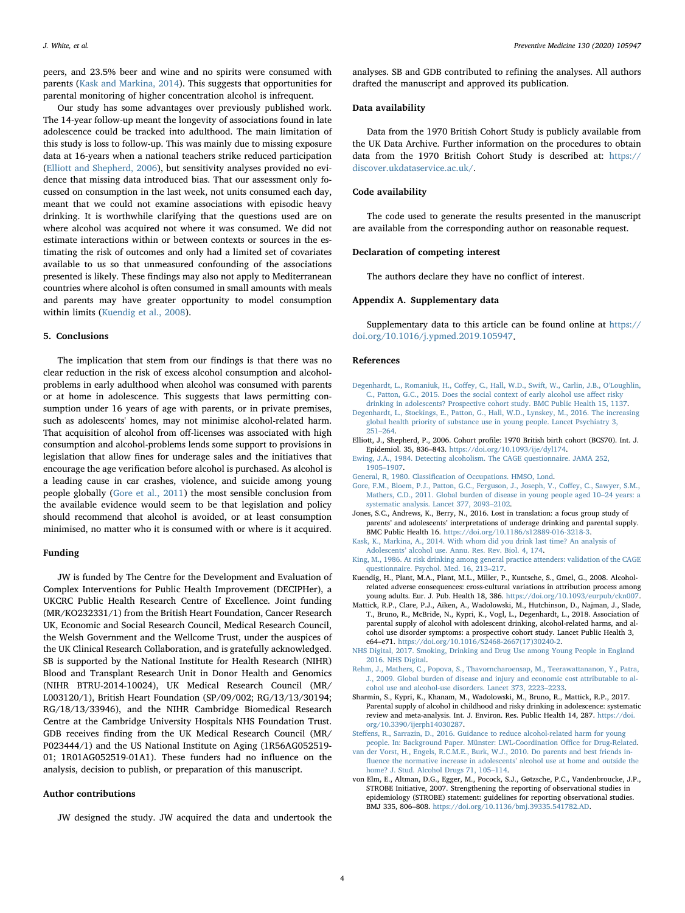peers, and 23.5% beer and wine and no spirits were consumed with parents (Kask and Markina, 2014). This suggests that opportunities for parental monitoring of higher concentration alcohol is infrequent.

Our study has some advantages over previously published work. The 14-year follow-up meant the longevity of associations found in late adolescence could be tracked into adulthood. The main limitation of this study is loss to follow-up. This was mainly due to missing exposure data at 16-years when a national teachers strike reduced participation (Elliott and Shepherd, 2006), but sensitivity analyses provided no evidence that missing data introduced bias. That our assessment only focussed on consumption in the last week, not units consumed each day, meant that we could not examine associations with episodic heavy drinking. It is worthwhile clarifying that the questions used are on where alcohol was acquired not where it was consumed. We did not estimate interactions within or between contexts or sources in the estimating the risk of outcomes and only had a limited set of covariates available to us so that unmeasured confounding of the associations presented is likely. These findings may also not apply to Mediterranean countries where alcohol is often consumed in small amounts with meals and parents may have greater opportunity to model consumption within limits (Kuendig et al., 2008).

## 5. Conclusions

The implication that stem from our findings is that there was no clear reduction in the risk of excess alcohol consumption and alcohol-problems in early adulthood when alcohol was consumed with parents or at home in adolescence. This suggests that laws permitting consumption under 16 years of age with parents, or in private premises, such as adolescents' homes, may not minimise alcohol-related harm. That acquisition of alcohol from off-licenses was associated with high consumption and alcohol-problems lends some support to provisions in legislation that allow fines for underage sales and the initiatives that encourage the age verification before alcohol is purchased. As alcohol is a leading cause in car crashes, violence, and suicide among young people globally (Gore et al., 2011) the most sensible conclusion from the available evidence would seem to be that legislation and policy should recommend that alcohol is avoided, or at least consumption minimised, no matter who it is consumed with or where is it acquired.

## Funding

JW is funded by The Centre for the Development and Evaluation of Complex Interventions for Public Health Improvement (DECIPHer), a UKCRC Public Health Research Centre of Excellence. Joint funding (MR/KO232331/1) from the British Heart Foundation, Cancer Research UK, Economic and Social Research Council, Medical Research Council, the Welsh Government and the Wellcome Trust, under the auspices of the UK Clinical Research Collaboration, and is gratefully acknowledged. SB is supported by the National Institute for Health Research (NIHR) Blood and Transplant Research Unit in Donor Health and Genomics (NIHR BTRU-2014-10024), UK Medical Research Council (MR/L003120/1), British Heart Foundation (SP/09/002; RG/13/13/30194; RG/18/13/33946), and the NIHR Cambridge Biomedical Research Centre at the Cambridge University Hospitals NHS Foundation Trust. GDB receives finding from the UK Medical Research Council (MR/P023444/1) and the US National Institute on Aging (1R56AG052519-01; 1R01AG052519-01A1). These funders had no influence on the analysis, decision to publish, or preparation of this manuscript.

## Author contributions

JW designed the study. JW acquired the data and undertook the analyses. SB and GDB contributed to refining the analyses. All authors drafted the manuscript and approved its publication.

## Data availability

Data from the 1970 British Cohort Study is publicly available from the UK Data Archive. Further information on the procedures to obtain data from the 1970 British Cohort Study is described at: https://discover.ukdataservice.ac.uk/.

## Code availability

The code used to generate the results presented in the manuscript are available from the corresponding author on reasonable request.

## Declaration of competing interest

The authors declare they have no conflict of interest.

## Appendix A. Supplementary data

Supplementary data to this article can be found online at https://doi.org/10.1016/j.ypmed.2019.105947.

## References

Degenhardt, L., Romaniuk, H., Coffey, C., Hall, W.D., Swift, W., Carlin, J.B., O'Loughlin, C., Patton, G.C., 2015. Does the social context of early alcohol use affect risky drinking in adolescents? Prospective cohort study. BMC Public Health 15, 1137.

Degenhardt, L., Stockings, E., Patton, G., Hall, W.D., Lynskey, M., 2016. The increasing global health priority of substance use in young people. Lancet Psychiatry 3, 251–264.

Elliott, J., Shepherd, P., 2006. Cohort profile: 1970 British birth cohort (BCS70). Int. J. Epidemiol. 35, 836–843. https://doi.org/10.1093/ije/dyl174.

Ewing, J.A., 1984. Detecting alcoholism. The CAGE questionnaire. JAMA 252, 1905–1907.

General, R, 1980. Classification of Occupations. HMSO, Lond.

Gore, F.M., Bloem, P.J., Patton, G.C., Ferguson, J., Joseph, V., Coffey, C., Sawyer, S.M., Mathers, C.D., 2011. Global burden of disease in young people aged 10–24 years: a systematic analysis. Lancet 377, 2093–2102.

Jones, S.C., Andrews, K., Berry, N., 2016. Lost in translation: a focus group study of parents' and adolescents' interpretations of underage drinking and parental supply. BMC Public Health 16. https://doi.org/10.1186/s12889-016-3218-3.

Kask, K., Markina, A., 2014. With whom did you drink last time? An analysis of Adolescents' alcohol use. Annu. Res. Rev. Biol. 4, 174.

King, M., 1986. At risk drinking among general practice attenders: validation of the CAGE questionnaire. Psychol. Med. 16, 213–217.

Kuendig, H., Plant, M.A., Plant, M.L., Miller, P., Kuntsche, S., Gmel, G., 2008. Alcohol-related adverse consequences: cross-cultural variations in attribution process among young adults. Eur. J. Pub. Health 18, 386. https://doi.org/10.1093/eurpub/ckn007.

Mattick, R.P., Clare, P.J., Aiken, A., Wadolowski, M., Hutchinson, D., Najman, J., Slade, T., Bruno, R., McBride, N., Kypri, K., Vogl, L., Degenhardt, L., 2018. Association of parental supply of alcohol with adolescent drinking, alcohol-related harms, and alcohol use disorder symptoms: a prospective cohort study. Lancet Public Health 3, e64–e71. https://doi.org/10.1016/S2468-2667(17)30240-2.

NHS Digital, 2017. Smoking, Drinking and Drug Use among Young People in England 2016. NHS Digital.

Rehm, J., Mathers, C., Popova, S., Thavorncharoensap, M., Teerawattananon, Y., Patra, J., 2009. Global burden of disease and injury and economic cost attributable to alcohol use and alcohol-use disorders. Lancet 373, 2223–2233.

Sharmin, S., Kypri, K., Khanam, M., Wadolowski, M., Bruno, R., Mattick, R.P., 2017. Parental supply of alcohol in childhood and risky drinking in adolescence: systematic review and meta-analysis. Int. J. Environ. Res. Public Health 14, 287. https://doi.org/10.3390/ijerph14030287.

Steffens, R., Sarrazin, D., 2016. Guidance to reduce alcohol-related harm for young people. In: Background Paper. Münster: LWL-Coordination Office for Drug-Related.

van der Vorst, H., Engels, R.C.M.E., Burk, W.J., 2010. Do parents and best friends influence the normative increase in adolescents' alcohol use at home and outside the home? J. Stud. Alcohol Drugs 71, 105–114.

von Elm, E., Altman, D.G., Egger, M., Pocock, S.J., Gøtzsche, P.C., Vandenbroucke, J.P., STROBE Initiative, 2007. Strengthening the reporting of observational studies in epidemiology (STROBE) statement: guidelines for reporting observational studies. BMJ 335, 806–808. https://doi.org/10.1136/bmj.39335.541782.AD.